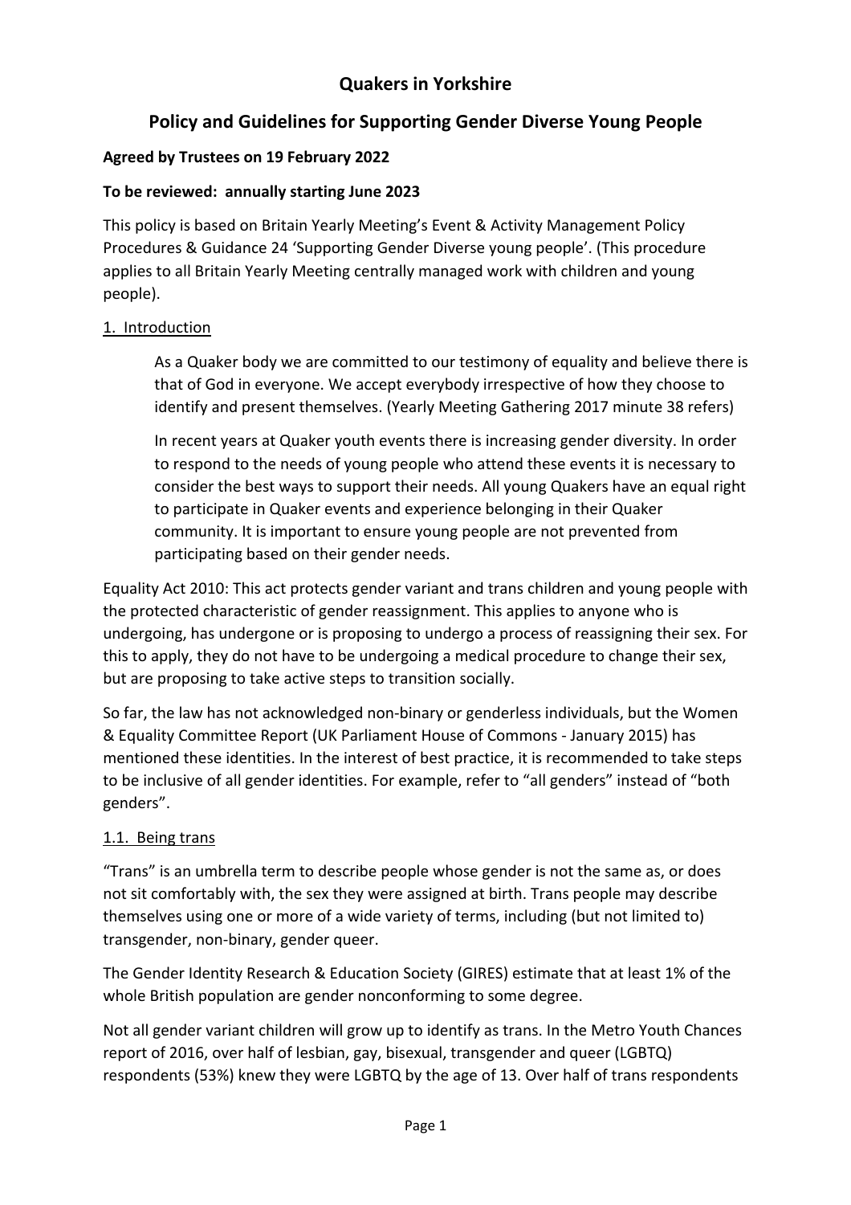# Quakers in Yorkshire

## Policy and Guidelines for Supporting Gender Diverse Young People

**Agreed by Trustees on 19 February 2022**

**To be reviewed: annually starting June 2023**

This policy is based on Britain Yearly Meeting's Event & Activity Management Policy Procedures & Guidance 24 'Supporting Gender Diverse young people'. (This procedure applies to all Britain Yearly Meeting centrally managed work with children and young people).

### 1. Introduction

As a Quaker body we are committed to our testimony of equality and believe there is that of God in everyone. We accept everybody irrespective of how they choose to identify and present themselves. (Yearly Meeting Gathering 2017 minute 38 refers)

In recent years at Quaker youth events there is increasing gender diversity. In order to respond to the needs of young people who attend these events it is necessary to consider the best ways to support their needs. All young Quakers have an equal right to participate in Quaker events and experience belonging in their Quaker community. It is important to ensure young people are not prevented from participating based on their gender needs.

Equality Act 2010: This act protects gender variant and trans children and young people with the protected characteristic of gender reassignment. This applies to anyone who is undergoing, has undergone or is proposing to undergo a process of reassigning their sex. For this to apply, they do not have to be undergoing a medical procedure to change their sex, but are proposing to take active steps to transition socially.

So far, the law has not acknowledged non-binary or genderless individuals, but the Women & Equality Committee Report (UK Parliament House of Commons - January 2015) has mentioned these identities. In the interest of best practice, it is recommended to take steps to be inclusive of all gender identities. For example, refer to "all genders" instead of "both genders".

### 1.1. Being trans

"Trans" is an umbrella term to describe people whose gender is not the same as, or does not sit comfortably with, the sex they were assigned at birth. Trans people may describe themselves using one or more of a wide variety of terms, including (but not limited to) transgender, non-binary, gender queer.

The Gender Identity Research & Education Society (GIRES) estimate that at least 1% of the whole British population are gender nonconforming to some degree.

Not all gender variant children will grow up to identify as trans. In the Metro Youth Chances report of 2016, over half of lesbian, gay, bisexual, transgender and queer (LGBTQ) respondents (53%) knew they were LGBTQ by the age of 13. Over half of trans respondents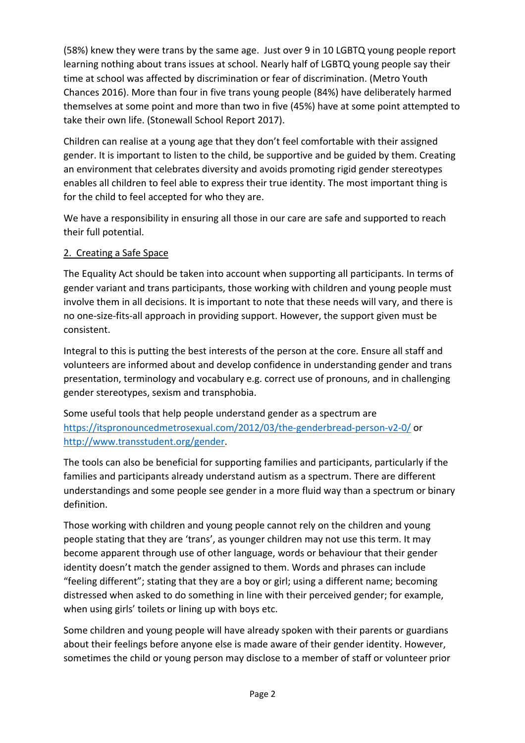(58%) knew they were trans by the same age. Just over 9 in 10 LGBTQ young people report learning nothing about trans issues at school. Nearly half of LGBTQ young people say their time at school was affected by discrimination or fear of discrimination. (Metro Youth Chances 2016). More than four in five trans young people (84%) have deliberately harmed themselves at some point and more than two in five (45%) have at some point attempted to take their own life. (Stonewall School Report 2017).

Children can realise at a young age that they don't feel comfortable with their assigned gender. It is important to listen to the child, be supportive and be guided by them. Creating an environment that celebrates diversity and avoids promoting rigid gender stereotypes enables all children to feel able to express their true identity. The most important thing is for the child to feel accepted for who they are.

We have a responsibility in ensuring all those in our care are safe and supported to reach their full potential.

## 2. Creating a Safe Space

The Equality Act should be taken into account when supporting all participants. In terms of gender variant and trans participants, those working with children and young people must involve them in all decisions. It is important to note that these needs will vary, and there is no one-size-fits-all approach in providing support. However, the support given must be consistent.

Integral to this is putting the best interests of the person at the core. Ensure all staff and volunteers are informed about and develop confidence in understanding gender and trans presentation, terminology and vocabulary e.g. correct use of pronouns, and in challenging gender stereotypes, sexism and transphobia.

Some useful tools that help people understand gender as a spectrum are [https://itspronouncedmetrosexual.com/2012/03/the-genderbread-person-v2-0/](https://itspronouncedmetrosexual.com/2012/03/the-genderbread-person-v2-0/) or [http://www.transstudent.org/gender](http://www.transstudent.org/gender).

The tools can also be beneficial for supporting families and participants, particularly if the families and participants already understand autism as a spectrum. There are different understandings and some people see gender in a more fluid way than a spectrum or binary definition.

Those working with children and young people cannot rely on the children and young people stating that they are 'trans', as younger children may not use this term. It may become apparent through use of other language, words or behaviour that their gender identity doesn't match the gender assigned to them. Words and phrases can include "feeling different"; stating that they are a boy or girl; using a different name; becoming distressed when asked to do something in line with their perceived gender; for example, when using girls' toilets or lining up with boys etc.

Some children and young people will have already spoken with their parents or guardians about their feelings before anyone else is made aware of their gender identity. However, sometimes the child or young person may disclose to a member of staff or volunteer prior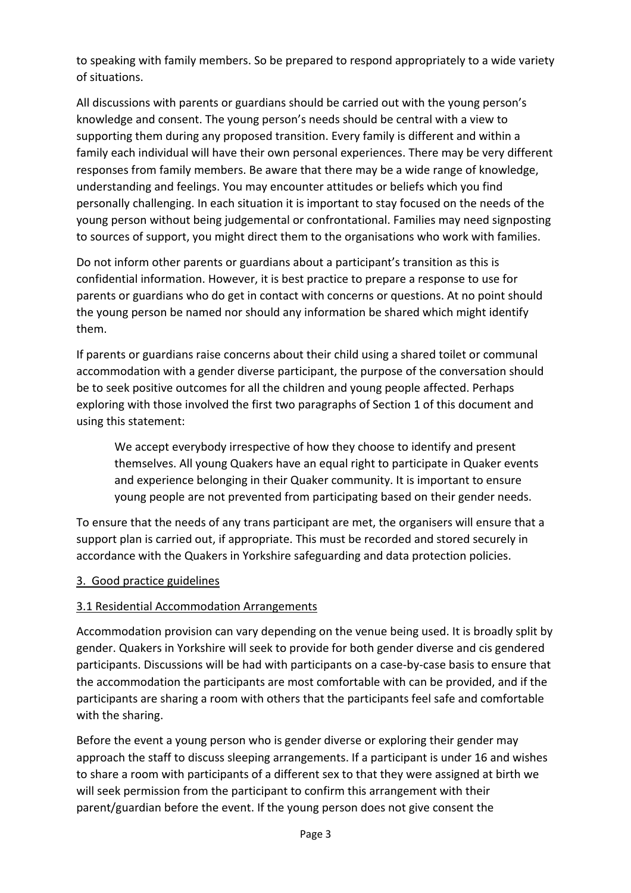to speaking with family members. So be prepared to respond appropriately to a wide variety of situations.

All discussions with parents or guardians should be carried out with the young person's knowledge and consent. The young person's needs should be central with a view to supporting them during any proposed transition. Every family is different and within a family each individual will have their own personal experiences. There may be very different responses from family members. Be aware that there may be a wide range of knowledge, understanding and feelings. You may encounter attitudes or beliefs which you find personally challenging. In each situation it is important to stay focused on the needs of the young person without being judgemental or confrontational. Families may need signposting to sources of support, you might direct them to the organisations who work with families.

Do not inform other parents or guardians about a participant's transition as this is confidential information. However, it is best practice to prepare a response to use for parents or guardians who do get in contact with concerns or questions. At no point should the young person be named nor should any information be shared which might identify them.

If parents or guardians raise concerns about their child using a shared toilet or communal accommodation with a gender diverse participant, the purpose of the conversation should be to seek positive outcomes for all the children and young people affected. Perhaps exploring with those involved the first two paragraphs of Section 1 of this document and using this statement:

> We accept everybody irrespective of how they choose to identify and present themselves. All young Quakers have an equal right to participate in Quaker events and experience belonging in their Quaker community. It is important to ensure young people are not prevented from participating based on their gender needs.

To ensure that the needs of any trans participant are met, the organisers will ensure that a support plan is carried out, if appropriate. This must be recorded and stored securely in accordance with the Quakers in Yorkshire safeguarding and data protection policies.

## 3. Good practice guidelines

### 3.1 Residential Accommodation Arrangements

Accommodation provision can vary depending on the venue being used. It is broadly split by gender. Quakers in Yorkshire will seek to provide for both gender diverse and cis gendered participants. Discussions will be had with participants on a case-by-case basis to ensure that the accommodation the participants are most comfortable with can be provided, and if the participants are sharing a room with others that the participants feel safe and comfortable with the sharing.

Before the event a young person who is gender diverse or exploring their gender may approach the staff to discuss sleeping arrangements. If a participant is under 16 and wishes to share a room with participants of a different sex to that they were assigned at birth we will seek permission from the participant to confirm this arrangement with their parent/guardian before the event. If the young person does not give consent the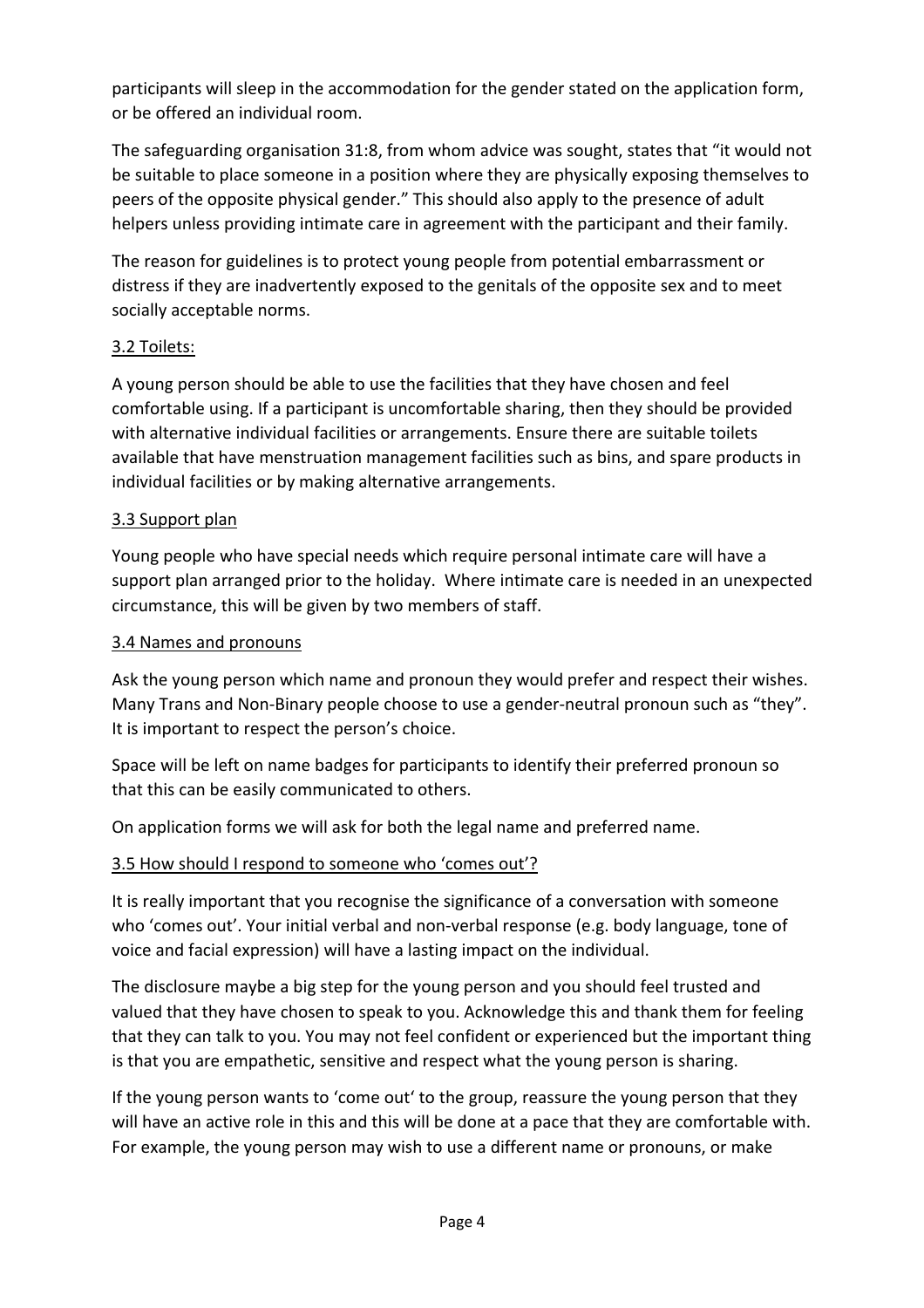participants will sleep in the accommodation for the gender stated on the application form, or be offered an individual room.

The safeguarding organisation 31:8, from whom advice was sought, states that "it would not be suitable to place someone in a position where they are physically exposing themselves to peers of the opposite physical gender." This should also apply to the presence of adult helpers unless providing intimate care in agreement with the participant and their family.

The reason for guidelines is to protect young people from potential embarrassment or distress if they are inadvertently exposed to the genitals of the opposite sex and to meet socially acceptable norms.

### 3.2 Toilets:

A young person should be able to use the facilities that they have chosen and feel comfortable using. If a participant is uncomfortable sharing, then they should be provided with alternative individual facilities or arrangements. Ensure there are suitable toilets available that have menstruation management facilities such as bins, and spare products in individual facilities or by making alternative arrangements.

### 3.3 Support plan

Young people who have special needs which require personal intimate care will have a support plan arranged prior to the holiday. Where intimate care is needed in an unexpected circumstance, this will be given by two members of staff.

### 3.4 Names and pronouns

Ask the young person which name and pronoun they would prefer and respect their wishes. Many Trans and Non-Binary people choose to use a gender-neutral pronoun such as "they". It is important to respect the person's choice.

Space will be left on name badges for participants to identify their preferred pronoun so that this can be easily communicated to others.

On application forms we will ask for both the legal name and preferred name.

### 3.5 How should I respond to someone who 'comes out'?

It is really important that you recognise the significance of a conversation with someone who 'comes out'. Your initial verbal and non-verbal response (e.g. body language, tone of voice and facial expression) will have a lasting impact on the individual.

The disclosure maybe a big step for the young person and you should feel trusted and valued that they have chosen to speak to you. Acknowledge this and thank them for feeling that they can talk to you. You may not feel confident or experienced but the important thing is that you are empathetic, sensitive and respect what the young person is sharing.

If the young person wants to 'come out' to the group, reassure the young person that they will have an active role in this and this will be done at a pace that they are comfortable with. For example, the young person may wish to use a different name or pronouns, or make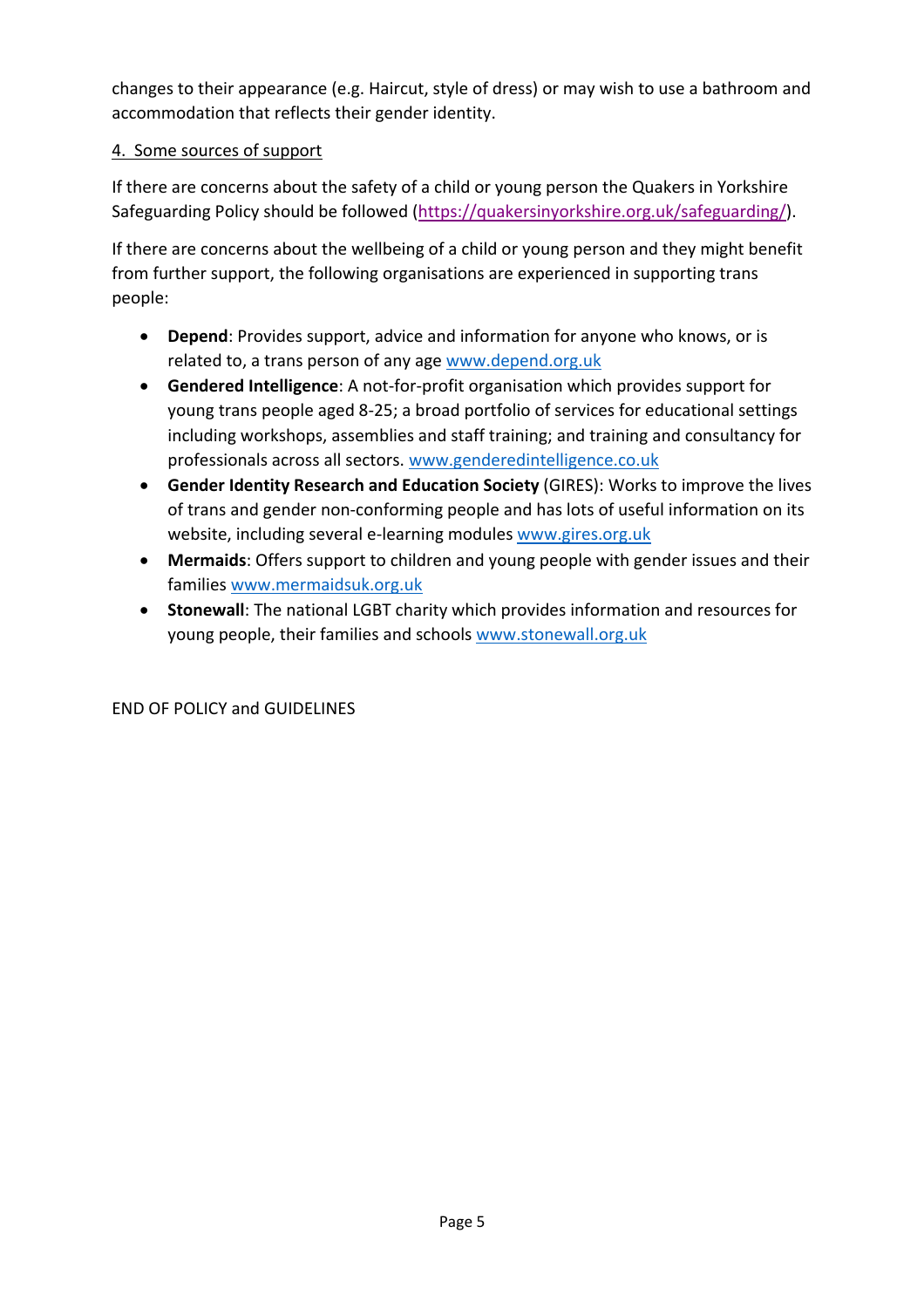changes to their appearance (e.g. Haircut, style of dress) or may wish to use a bathroom and accommodation that reflects their gender identity.

## 4. Some sources of support

If there are concerns about the safety of a child or young person the Quakers in Yorkshire Safeguarding Policy should be followed (https://quakersinyorkshire.org.uk/safeguarding/).

If there are concerns about the wellbeing of a child or young person and they might benefit from further support, the following organisations are experienced in supporting trans people:

- **Depend**: Provides support, advice and information for anyone who knows, or is related to, a trans person of any age www.depend.org.uk
- **Gendered Intelligence**: A not-for-profit organisation which provides support for young trans people aged 8-25; a broad portfolio of services for educational settings including workshops, assemblies and staff training; and training and consultancy for professionals across all sectors. www.genderedintelligence.co.uk
- **Gender Identity Research and Education Society** (GIRES): Works to improve the lives of trans and gender non-conforming people and has lots of useful information on its website, including several e-learning modules www.gires.org.uk
- **Mermaids**: Offers support to children and young people with gender issues and their families www.mermaidsuk.org.uk
- **Stonewall**: The national LGBT charity which provides information and resources for young people, their families and schools www.stonewall.org.uk

END OF POLICY and GUIDELINES